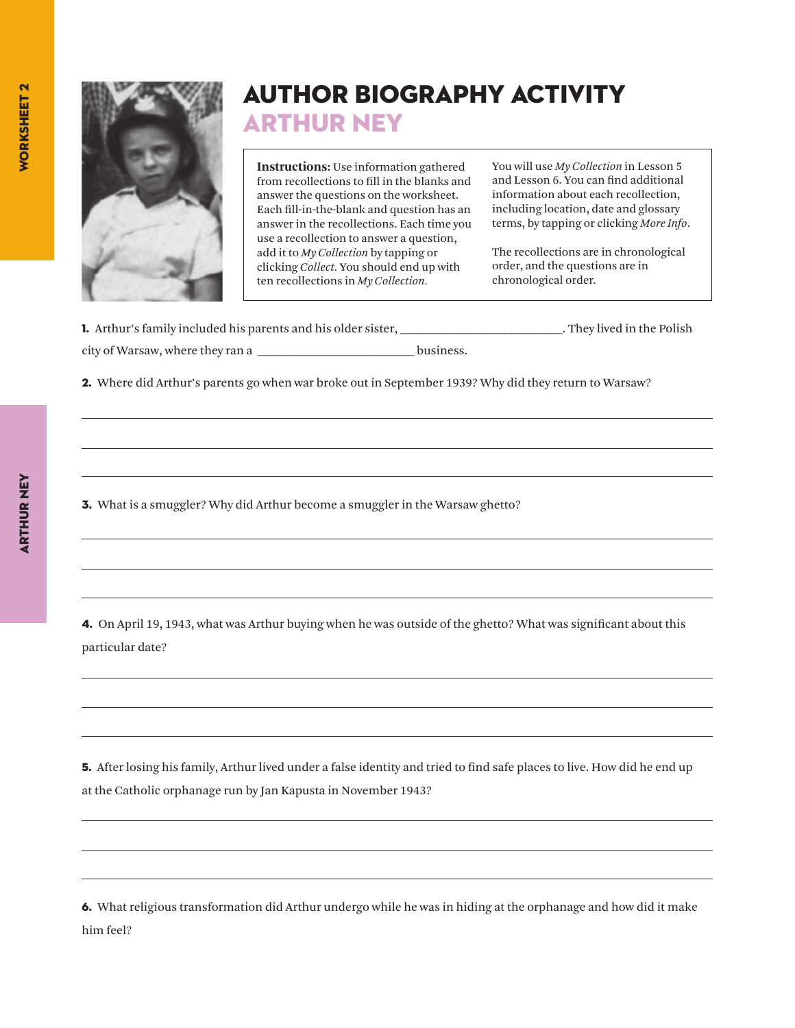# AUTHOR BIOGRAPHY ACTIVITY
## ARTHUR NEY

**Instructions:** Use information gathered from recollections to fill in the blanks and answer the questions on the worksheet. Each fill-in-the-blank and question has an answer in the recollections. Each time you use a recollection to answer a question, add it to *My Collection* by tapping or clicking *Collect*. You should end up with ten recollections in *My Collection*.

You will use *My Collection* in Lesson 5 and Lesson 6. You can find additional information about each recollection, including location, date and glossary terms, by tapping or clicking *More Info*.

The recollections are in chronological order, and the questions are in chronological order.

**1.** Arthur's family included his parents and his older sister, ___________________________. They lived in the Polish city of Warsaw, where they ran a ___________________________ business.

**2.** Where did Arthur's parents go when war broke out in September 1939? Why did they return to Warsaw?

______________________________________________________________________

______________________________________________________________________

______________________________________________________________________

**3.** What is a smuggler? Why did Arthur become a smuggler in the Warsaw ghetto?

______________________________________________________________________

______________________________________________________________________

______________________________________________________________________

**4.** On April 19, 1943, what was Arthur buying when he was outside of the ghetto? What was significant about this particular date?

______________________________________________________________________

______________________________________________________________________

______________________________________________________________________

**5.** After losing his family, Arthur lived under a false identity and tried to find safe places to live. How did he end up at the Catholic orphanage run by Jan Kapusta in November 1943?

______________________________________________________________________

______________________________________________________________________

______________________________________________________________________

**6.** What religious transformation did Arthur undergo while he was in hiding at the orphanage and how did it make him feel?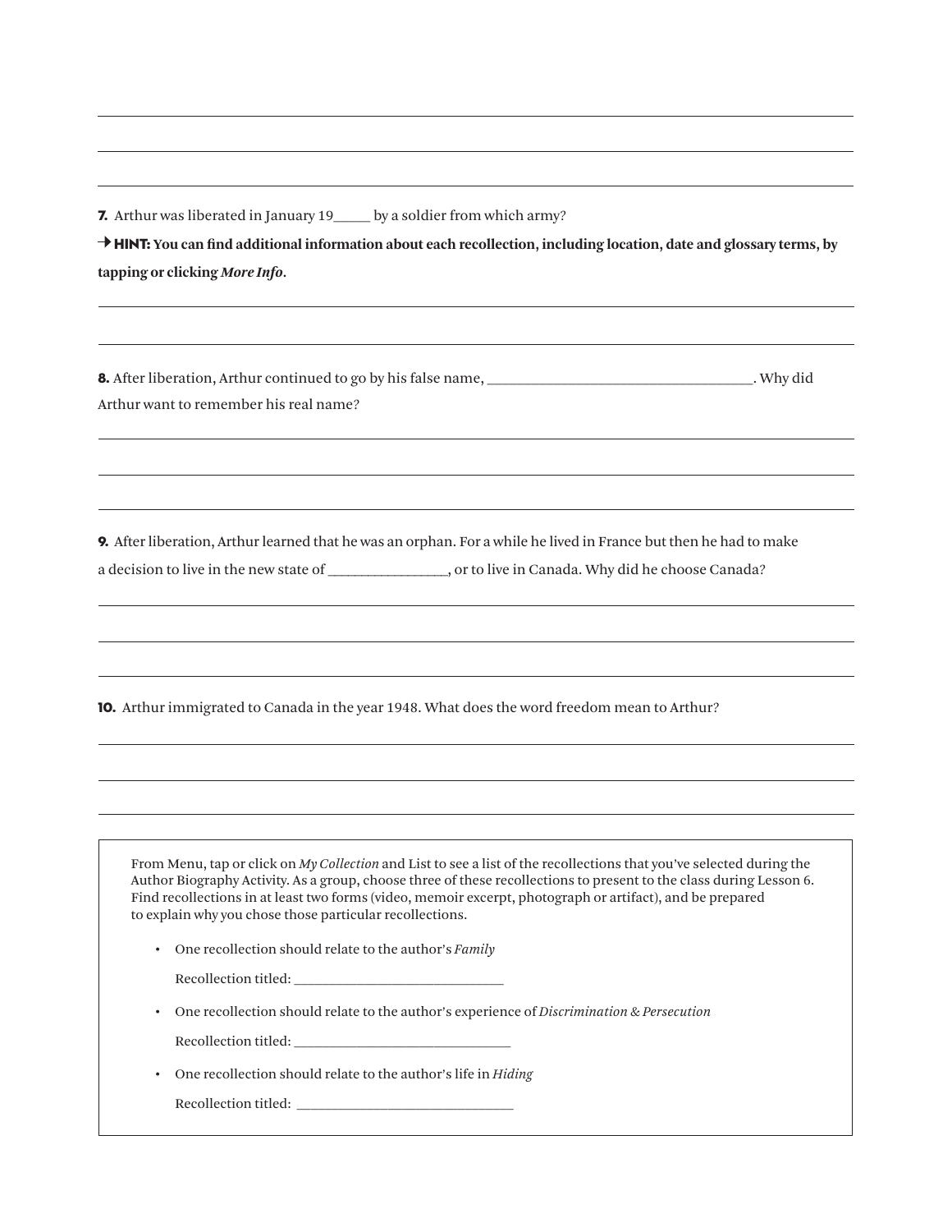**7.** Arthur was liberated in January 19_____ by a soldier from which army?

→ **HINT: You can find additional information about each recollection, including location, date and glossary terms, by tapping or clicking *More Info*.**

**8.** After liberation, Arthur continued to go by his false name, ____________________________________. Why did Arthur want to remember his real name?

**9.** After liberation, Arthur learned that he was an orphan. For a while he lived in France but then he had to make a decision to live in the new state of ________________, or to live in Canada. Why did he choose Canada?

**10.** Arthur immigrated to Canada in the year 1948. What does the word freedom mean to Arthur?

From Menu, tap or click on *My Collection* and List to see a list of the recollections that you've selected during the Author Biography Activity. As a group, choose three of these recollections to present to the class during Lesson 6. Find recollections in at least two forms (video, memoir excerpt, photograph or artifact), and be prepared to explain why you chose those particular recollections.

- One recollection should relate to the author's *Family*

  Recollection titled: ______________________________

- One recollection should relate to the author's experience of *Discrimination & Persecution*

  Recollection titled: ______________________________

- One recollection should relate to the author's life in *Hiding*

  Recollection titled: ______________________________